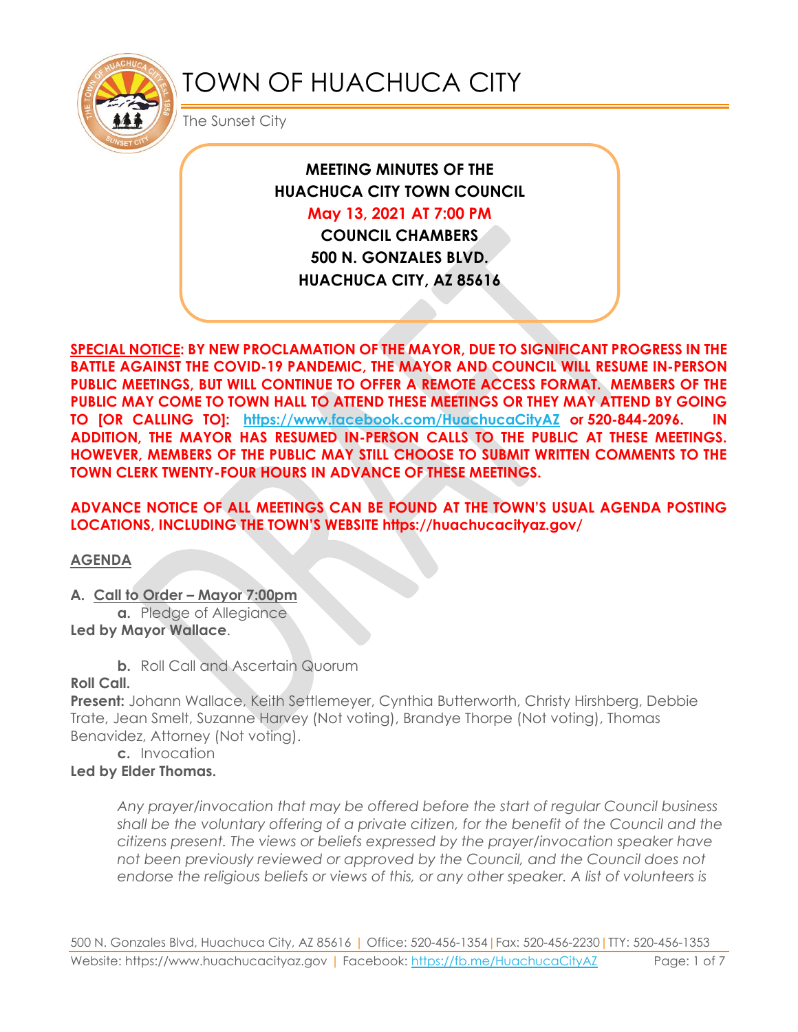# TOWN OF HUACHUCA CITY

The Sunset City

**MEETING MINUTES OF THE**
**HUACHUCA CITY TOWN COUNCIL**
**May 13, 2021 AT 7:00 PM**
**COUNCIL CHAMBERS**
**500 N. GONZALES BLVD.**
**HUACHUCA CITY, AZ 85616**

**SPECIAL NOTICE: BY NEW PROCLAMATION OF THE MAYOR, DUE TO SIGNIFICANT PROGRESS IN THE BATTLE AGAINST THE COVID-19 PANDEMIC, THE MAYOR AND COUNCIL WILL RESUME IN-PERSON PUBLIC MEETINGS, BUT WILL CONTINUE TO OFFER A REMOTE ACCESS FORMAT. MEMBERS OF THE PUBLIC MAY COME TO TOWN HALL TO ATTEND THESE MEETINGS OR THEY MAY ATTEND BY GOING TO [OR CALLING TO]: https://www.facebook.com/HuachucaCityAZ or 520-844-2096. IN ADDITION, THE MAYOR HAS RESUMED IN-PERSON CALLS TO THE PUBLIC AT THESE MEETINGS. HOWEVER, MEMBERS OF THE PUBLIC MAY STILL CHOOSE TO SUBMIT WRITTEN COMMENTS TO THE TOWN CLERK TWENTY-FOUR HOURS IN ADVANCE OF THESE MEETINGS.**

**ADVANCE NOTICE OF ALL MEETINGS CAN BE FOUND AT THE TOWN'S USUAL AGENDA POSTING LOCATIONS, INCLUDING THE TOWN'S WEBSITE https://huachucacityaz.gov/**

## AGENDA

**A. Call to Order – Mayor 7:00pm**

**a.** Pledge of Allegiance

**Led by Mayor Wallace**.

**b.** Roll Call and Ascertain Quorum

**Roll Call.**

**Present:** Johann Wallace, Keith Settlemeyer, Cynthia Butterworth, Christy Hirshberg, Debbie Trate, Jean Smelt, Suzanne Harvey (Not voting), Brandye Thorpe (Not voting), Thomas Benavidez, Attorney (Not voting).

**c.** Invocation

**Led by Elder Thomas.**

*Any prayer/invocation that may be offered before the start of regular Council business shall be the voluntary offering of a private citizen, for the benefit of the Council and the citizens present. The views or beliefs expressed by the prayer/invocation speaker have not been previously reviewed or approved by the Council, and the Council does not endorse the religious beliefs or views of this, or any other speaker. A list of volunteers is*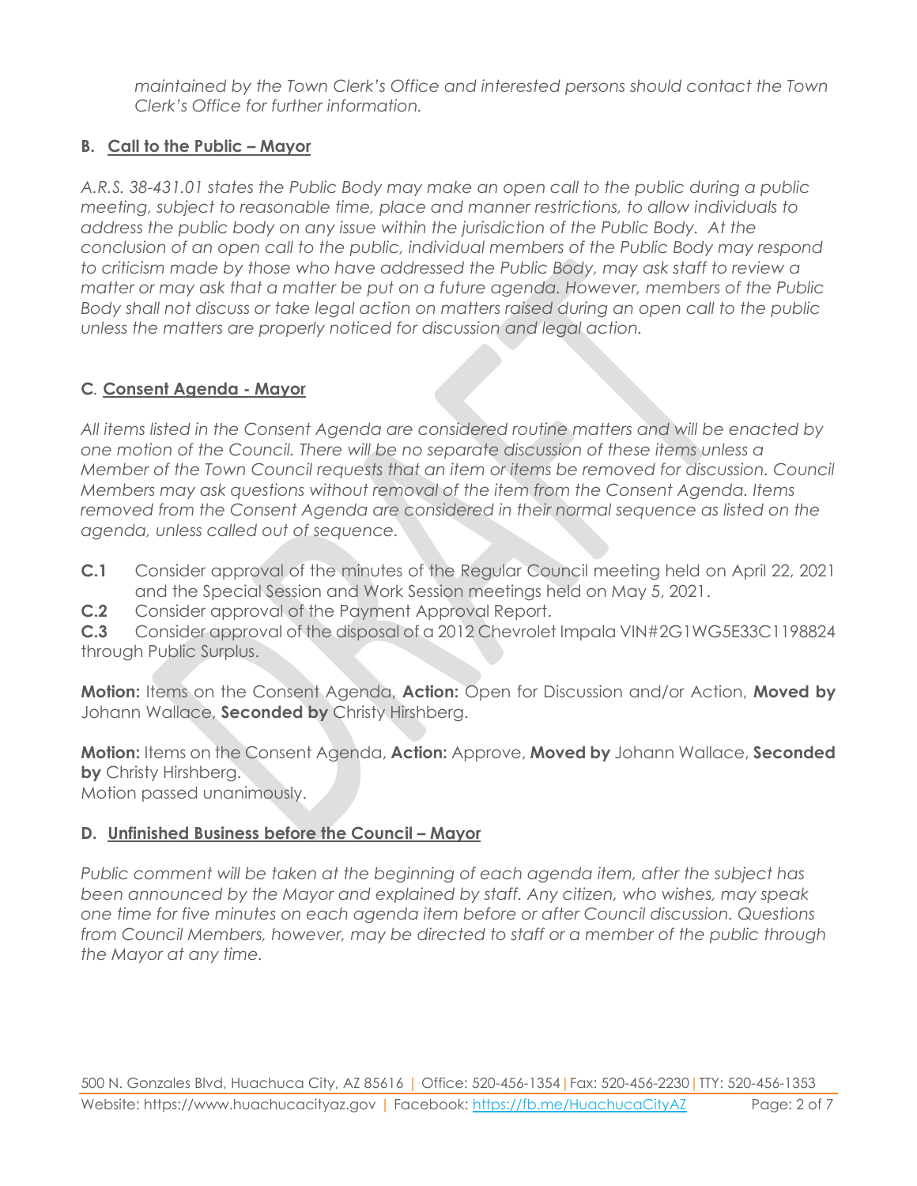*maintained by the Town Clerk's Office and interested persons should contact the Town Clerk's Office for further information.*

### B. Call to the Public – Mayor

*A.R.S. 38-431.01 states the Public Body may make an open call to the public during a public meeting, subject to reasonable time, place and manner restrictions, to allow individuals to address the public body on any issue within the jurisdiction of the Public Body. At the conclusion of an open call to the public, individual members of the Public Body may respond to criticism made by those who have addressed the Public Body, may ask staff to review a matter or may ask that a matter be put on a future agenda. However, members of the Public Body shall not discuss or take legal action on matters raised during an open call to the public unless the matters are properly noticed for discussion and legal action.*

### C. Consent Agenda - Mayor

*All items listed in the Consent Agenda are considered routine matters and will be enacted by one motion of the Council. There will be no separate discussion of these items unless a Member of the Town Council requests that an item or items be removed for discussion. Council Members may ask questions without removal of the item from the Consent Agenda. Items removed from the Consent Agenda are considered in their normal sequence as listed on the agenda, unless called out of sequence.*

**C.1** Consider approval of the minutes of the Regular Council meeting held on April 22, 2021 and the Special Session and Work Session meetings held on May 5, 2021.

**C.2** Consider approval of the Payment Approval Report.

**C.3** Consider approval of the disposal of a 2012 Chevrolet Impala VIN#2G1WG5E33C1198824 through Public Surplus.

**Motion:** Items on the Consent Agenda, **Action:** Open for Discussion and/or Action, **Moved by** Johann Wallace, **Seconded by** Christy Hirshberg.

**Motion:** Items on the Consent Agenda, **Action:** Approve, **Moved by** Johann Wallace, **Seconded by** Christy Hirshberg.
Motion passed unanimously.

### D. Unfinished Business before the Council – Mayor

*Public comment will be taken at the beginning of each agenda item, after the subject has been announced by the Mayor and explained by staff. Any citizen, who wishes, may speak one time for five minutes on each agenda item before or after Council discussion. Questions from Council Members, however, may be directed to staff or a member of the public through the Mayor at any time.*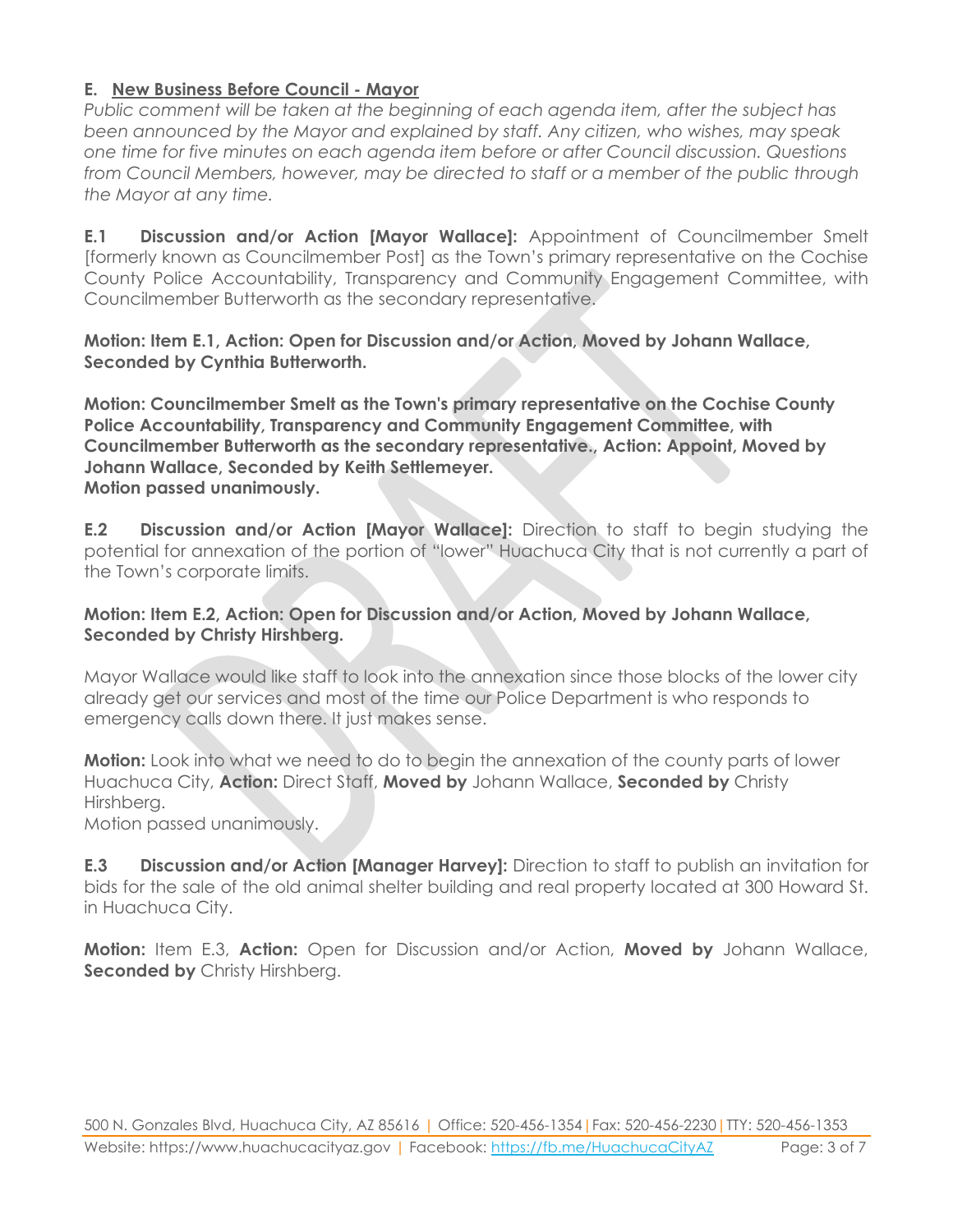## E. New Business Before Council - Mayor

*Public comment will be taken at the beginning of each agenda item, after the subject has been announced by the Mayor and explained by staff. Any citizen, who wishes, may speak one time for five minutes on each agenda item before or after Council discussion. Questions from Council Members, however, may be directed to staff or a member of the public through the Mayor at any time.*

**E.1 Discussion and/or Action [Mayor Wallace]:** Appointment of Councilmember Smelt [formerly known as Councilmember Post] as the Town's primary representative on the Cochise County Police Accountability, Transparency and Community Engagement Committee, with Councilmember Butterworth as the secondary representative.

**Motion: Item E.1, Action: Open for Discussion and/or Action, Moved by Johann Wallace, Seconded by Cynthia Butterworth.**

**Motion: Councilmember Smelt as the Town's primary representative on the Cochise County Police Accountability, Transparency and Community Engagement Committee, with Councilmember Butterworth as the secondary representative., Action: Appoint, Moved by Johann Wallace, Seconded by Keith Settlemeyer.**
**Motion passed unanimously.**

**E.2 Discussion and/or Action [Mayor Wallace]:** Direction to staff to begin studying the potential for annexation of the portion of "lower" Huachuca City that is not currently a part of the Town's corporate limits.

**Motion: Item E.2, Action: Open for Discussion and/or Action, Moved by Johann Wallace, Seconded by Christy Hirshberg.**

Mayor Wallace would like staff to look into the annexation since those blocks of the lower city already get our services and most of the time our Police Department is who responds to emergency calls down there. It just makes sense.

**Motion:** Look into what we need to do to begin the annexation of the county parts of lower Huachuca City, **Action:** Direct Staff, **Moved by** Johann Wallace, **Seconded by** Christy Hirshberg.
Motion passed unanimously.

**E.3 Discussion and/or Action [Manager Harvey]:** Direction to staff to publish an invitation for bids for the sale of the old animal shelter building and real property located at 300 Howard St. in Huachuca City.

**Motion:** Item E.3, **Action:** Open for Discussion and/or Action, **Moved by** Johann Wallace, **Seconded by** Christy Hirshberg.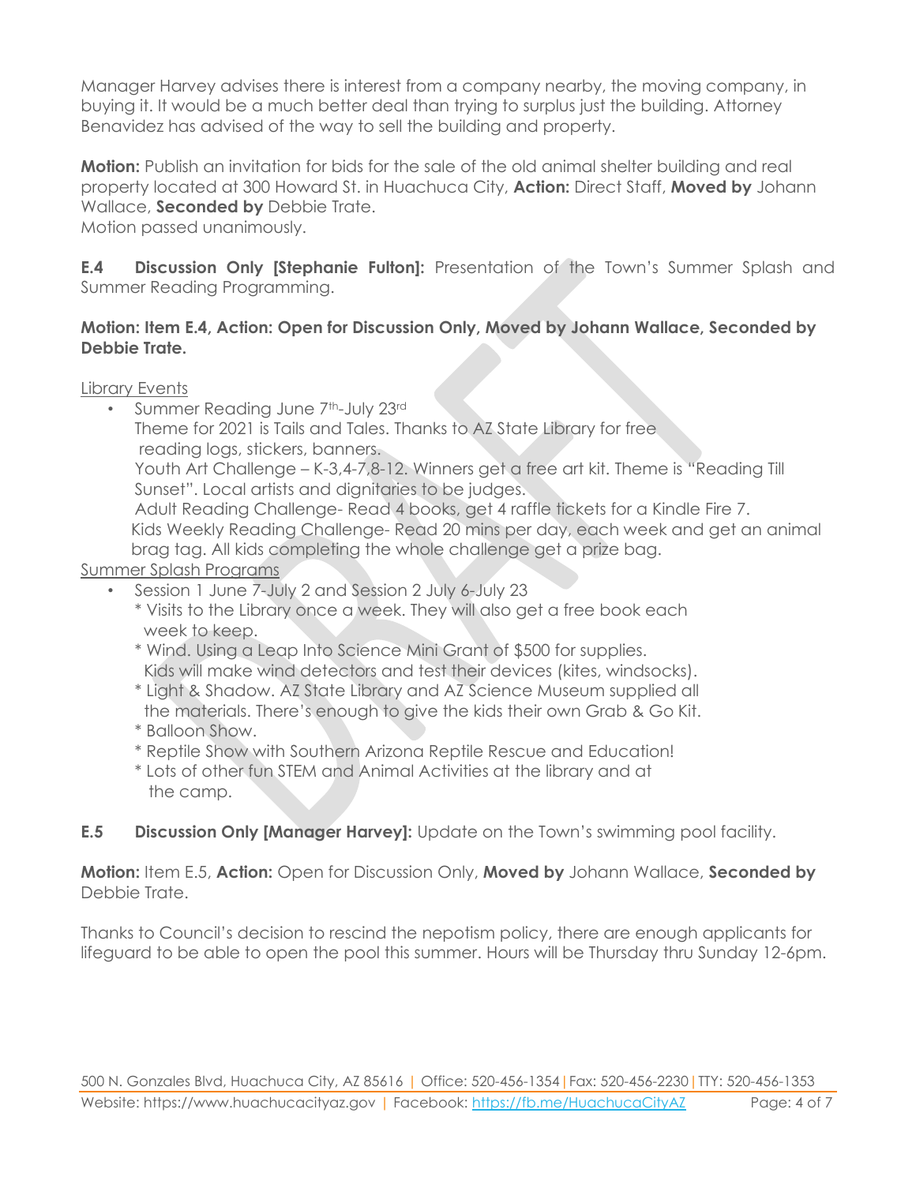Manager Harvey advises there is interest from a company nearby, the moving company, in buying it. It would be a much better deal than trying to surplus just the building. Attorney Benavidez has advised of the way to sell the building and property.

**Motion:** Publish an invitation for bids for the sale of the old animal shelter building and real property located at 300 Howard St. in Huachuca City, **Action:** Direct Staff, **Moved by** Johann Wallace, **Seconded by** Debbie Trate.
Motion passed unanimously.

**E.4 Discussion Only [Stephanie Fulton]:** Presentation of the Town's Summer Splash and Summer Reading Programming.

**Motion: Item E.4, Action: Open for Discussion Only, Moved by Johann Wallace, Seconded by Debbie Trate.**

Library Events

- Summer Reading June 7th-July 23rd
  Theme for 2021 is Tails and Tales. Thanks to AZ State Library for free reading logs, stickers, banners.
  Youth Art Challenge – K-3,4-7,8-12. Winners get a free art kit. Theme is "Reading Till Sunset". Local artists and dignitaries to be judges.
  Adult Reading Challenge- Read 4 books, get 4 raffle tickets for a Kindle Fire 7.
  Kids Weekly Reading Challenge- Read 20 mins per day, each week and get an animal brag tag. All kids completing the whole challenge get a prize bag.

Summer Splash Programs

- Session 1 June 7-July 2 and Session 2 July 6-July 23
  * Visits to the Library once a week. They will also get a free book each week to keep.
  * Wind. Using a Leap Into Science Mini Grant of $500 for supplies. Kids will make wind detectors and test their devices (kites, windsocks).
  * Light & Shadow. AZ State Library and AZ Science Museum supplied all the materials. There's enough to give the kids their own Grab & Go Kit.
  * Balloon Show.
  * Reptile Show with Southern Arizona Reptile Rescue and Education!
  * Lots of other fun STEM and Animal Activities at the library and at the camp.

**E.5 Discussion Only [Manager Harvey]:** Update on the Town's swimming pool facility.

**Motion:** Item E.5, **Action:** Open for Discussion Only, **Moved by** Johann Wallace, **Seconded by** Debbie Trate.

Thanks to Council's decision to rescind the nepotism policy, there are enough applicants for lifeguard to be able to open the pool this summer. Hours will be Thursday thru Sunday 12-6pm.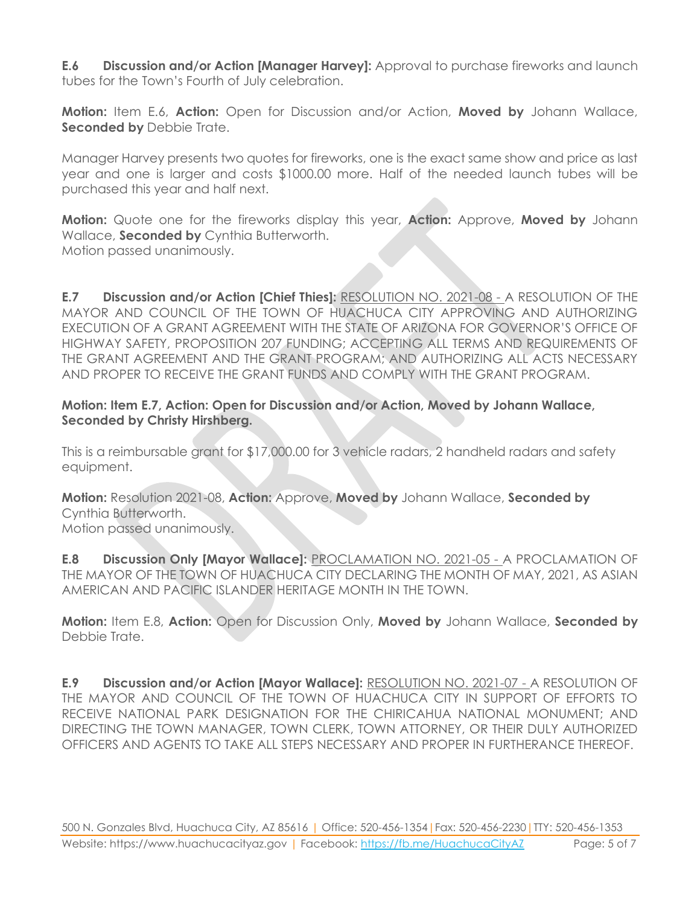**E.6 Discussion and/or Action [Manager Harvey]:** Approval to purchase fireworks and launch tubes for the Town's Fourth of July celebration.

**Motion:** Item E.6, **Action:** Open for Discussion and/or Action, **Moved by** Johann Wallace, **Seconded by** Debbie Trate.

Manager Harvey presents two quotes for fireworks, one is the exact same show and price as last year and one is larger and costs $1000.00 more. Half of the needed launch tubes will be purchased this year and half next.

**Motion:** Quote one for the fireworks display this year, **Action:** Approve, **Moved by** Johann Wallace, **Seconded by** Cynthia Butterworth.
Motion passed unanimously.

**E.7 Discussion and/or Action [Chief Thies]:** RESOLUTION NO. 2021-08 - A RESOLUTION OF THE MAYOR AND COUNCIL OF THE TOWN OF HUACHUCA CITY APPROVING AND AUTHORIZING EXECUTION OF A GRANT AGREEMENT WITH THE STATE OF ARIZONA FOR GOVERNOR'S OFFICE OF HIGHWAY SAFETY, PROPOSITION 207 FUNDING; ACCEPTING ALL TERMS AND REQUIREMENTS OF THE GRANT AGREEMENT AND THE GRANT PROGRAM; AND AUTHORIZING ALL ACTS NECESSARY AND PROPER TO RECEIVE THE GRANT FUNDS AND COMPLY WITH THE GRANT PROGRAM.

**Motion: Item E.7, Action: Open for Discussion and/or Action, Moved by Johann Wallace, Seconded by Christy Hirshberg.**

This is a reimbursable grant for $17,000.00 for 3 vehicle radars, 2 handheld radars and safety equipment.

**Motion:** Resolution 2021-08, **Action:** Approve, **Moved by** Johann Wallace, **Seconded by** Cynthia Butterworth.
Motion passed unanimously.

**E.8 Discussion Only [Mayor Wallace]:** PROCLAMATION NO. 2021-05 - A PROCLAMATION OF THE MAYOR OF THE TOWN OF HUACHUCA CITY DECLARING THE MONTH OF MAY, 2021, AS ASIAN AMERICAN AND PACIFIC ISLANDER HERITAGE MONTH IN THE TOWN.

**Motion:** Item E.8, **Action:** Open for Discussion Only, **Moved by** Johann Wallace, **Seconded by** Debbie Trate.

**E.9 Discussion and/or Action [Mayor Wallace]:** RESOLUTION NO. 2021-07 - A RESOLUTION OF THE MAYOR AND COUNCIL OF THE TOWN OF HUACHUCA CITY IN SUPPORT OF EFFORTS TO RECEIVE NATIONAL PARK DESIGNATION FOR THE CHIRICAHUA NATIONAL MONUMENT; AND DIRECTING THE TOWN MANAGER, TOWN CLERK, TOWN ATTORNEY, OR THEIR DULY AUTHORIZED OFFICERS AND AGENTS TO TAKE ALL STEPS NECESSARY AND PROPER IN FURTHERANCE THEREOF.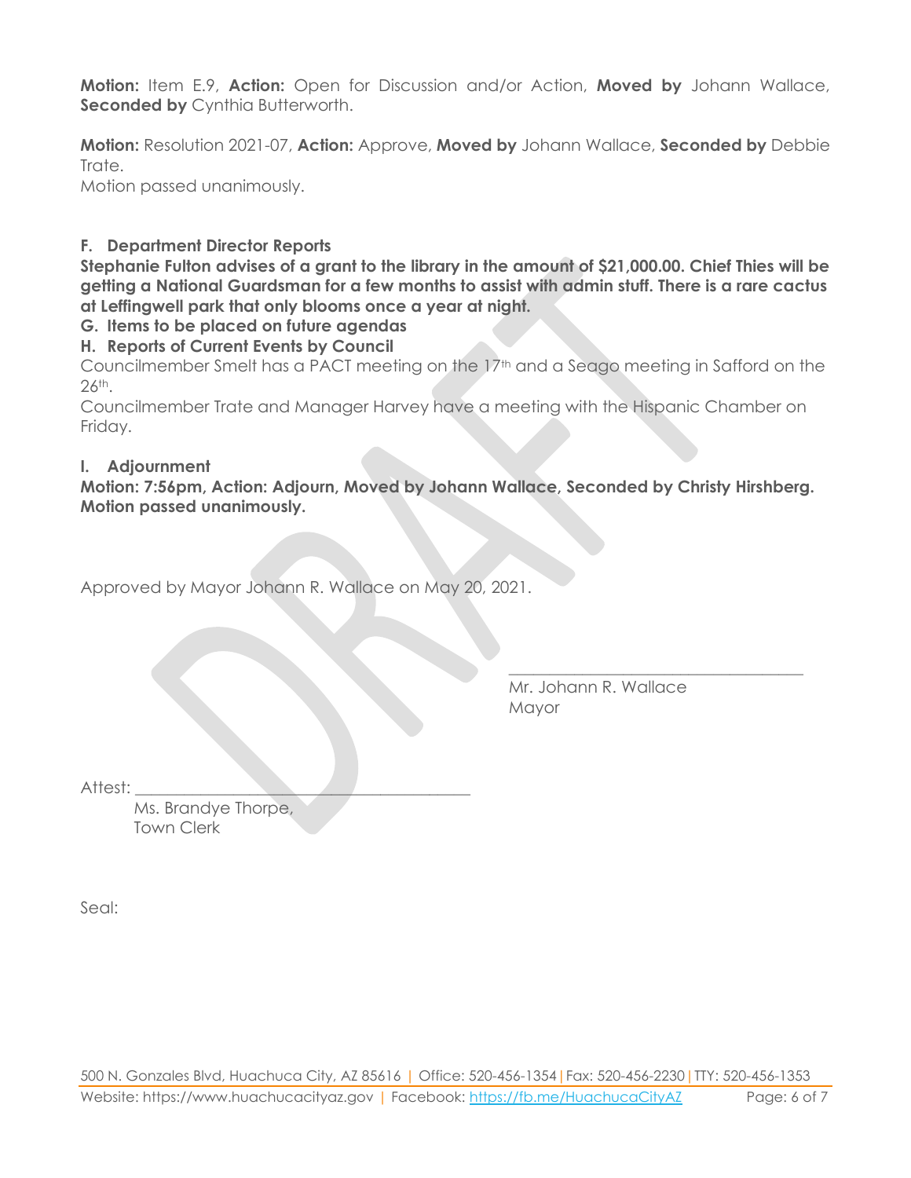**Motion:** Item E.9, **Action:** Open for Discussion and/or Action, **Moved by** Johann Wallace, **Seconded by** Cynthia Butterworth.

**Motion:** Resolution 2021-07, **Action:** Approve, **Moved by** Johann Wallace, **Seconded by** Debbie Trate.
Motion passed unanimously.

**F. Department Director Reports**

**Stephanie Fulton advises of a grant to the library in the amount of $21,000.00. Chief Thies will be getting a National Guardsman for a few months to assist with admin stuff. There is a rare cactus at Leffingwell park that only blooms once a year at night.**

**G. Items to be placed on future agendas**

**H. Reports of Current Events by Council**

Councilmember Smelt has a PACT meeting on the 17th and a Seago meeting in Safford on the 26th.

Councilmember Trate and Manager Harvey have a meeting with the Hispanic Chamber on Friday.

**I. Adjournment**

**Motion: 7:56pm, Action: Adjourn, Moved by Johann Wallace, Seconded by Christy Hirshberg. Motion passed unanimously.**

Approved by Mayor Johann R. Wallace on May 20, 2021.

\_\_\_\_\_\_\_\_\_\_\_\_\_\_\_\_\_\_\_\_\_\_\_\_\_\_\_\_\_\_\_\_\_\_\_\_

Mr. Johann R. Wallace
Mayor

Attest: \_\_\_\_\_\_\_\_\_\_\_\_\_\_\_\_\_\_\_\_\_\_\_\_\_\_\_\_\_\_\_\_\_\_\_\_\_\_\_\_\_\_

Ms. Brandye Thorpe,
Town Clerk

Seal: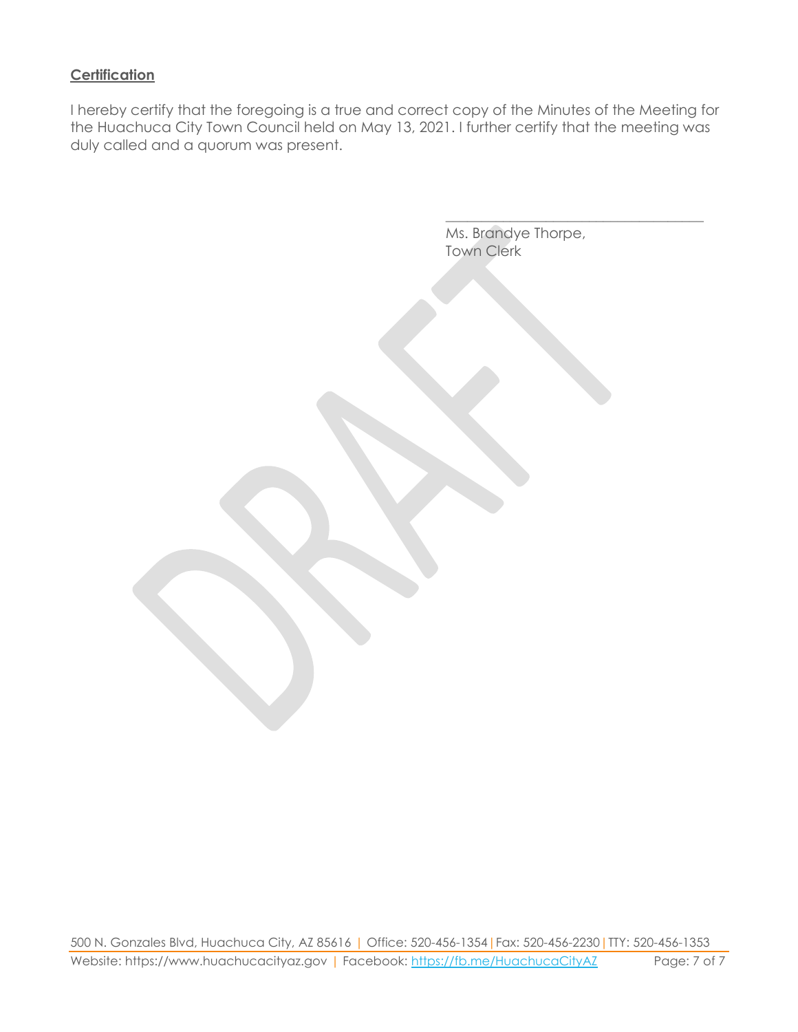**Certification**

I hereby certify that the foregoing is a true and correct copy of the Minutes of the Meeting for the Huachuca City Town Council held on May 13, 2021. I further certify that the meeting was duly called and a quorum was present.

\_\_\_\_\_\_\_\_\_\_\_\_\_\_\_\_\_\_\_\_\_\_\_\_\_\_\_\_\_\_\_\_\_\_\_\_

Ms. Brandye Thorpe,
Town Clerk

DRAFT

500 N. Gonzales Blvd, Huachuca City, AZ 85616 | Office: 520-456-1354 | Fax: 520-456-2230 | TTY: 520-456-1353
Website: https://www.huachucacityaz.gov | Facebook: https://fb.me/HuachucaCityAZ